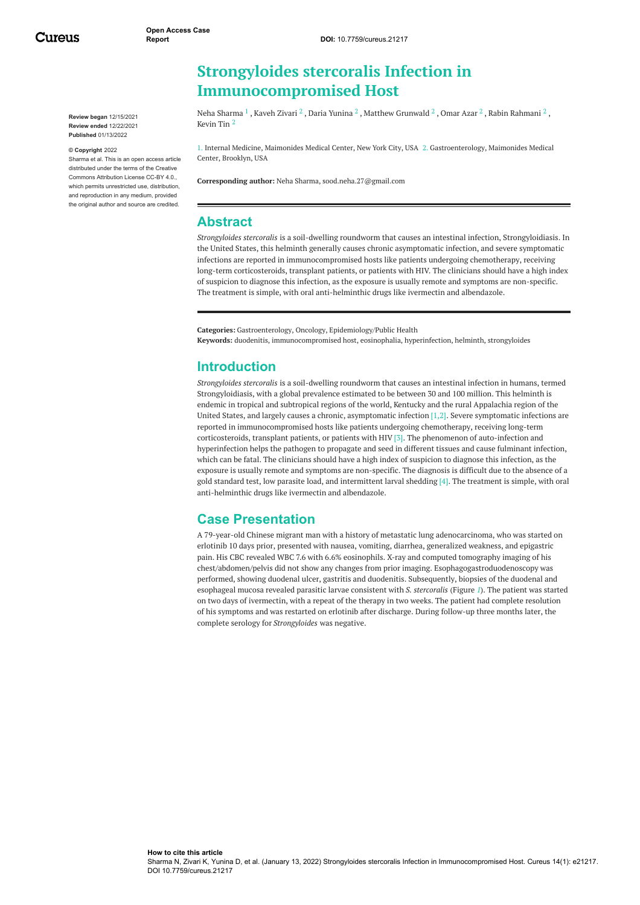# Strongyloides stercoralis Infection in Immunocompromised Host

Neha Sharma [1] , Kaveh Zivari [2] , Daria Yunina [2] , Matthew Grunwald [2] , Omar Azar [2] , Rabin Rahmani [2] , Kevin Tin [2]

1. Internal Medicine, Maimonides Medical Center, New York City, USA 2. Gastroenterology, Maimonides Medical Center, Brooklyn, USA

**Corresponding author:** Neha Sharma, sood.neha.27@gmail.com

**Review began** 12/15/2021
**Review ended** 12/22/2021
**Published** 01/13/2022

**© Copyright** 2022
Sharma et al. This is an open access article distributed under the terms of the Creative Commons Attribution License CC-BY 4.0., which permits unrestricted use, distribution, and reproduction in any medium, provided the original author and source are credited.

## Abstract

*Strongyloides stercoralis* is a soil-dwelling roundworm that causes an intestinal infection, Strongyloidiasis. In the United States, this helminth generally causes chronic asymptomatic infection, and severe symptomatic infections are reported in immunocompromised hosts like patients undergoing chemotherapy, receiving long-term corticosteroids, transplant patients, or patients with HIV. The clinicians should have a high index of suspicion to diagnose this infection, as the exposure is usually remote and symptoms are non-specific. The treatment is simple, with oral anti-helminthic drugs like ivermectin and albendazole.

**Categories:** Gastroenterology, Oncology, Epidemiology/Public Health
**Keywords:** duodenitis, immunocompromised host, eosinophalia, hyperinfection, helminth, strongyloides

## Introduction

*Strongyloides stercoralis* is a soil-dwelling roundworm that causes an intestinal infection in humans, termed Strongyloidiasis, with a global prevalence estimated to be between 30 and 100 million. This helminth is endemic in tropical and subtropical regions of the world, Kentucky and the rural Appalachia region of the United States, and largely causes a chronic, asymptomatic infection [1,2]. Severe symptomatic infections are reported in immunocompromised hosts like patients undergoing chemotherapy, receiving long-term corticosteroids, transplant patients, or patients with HIV [3]. The phenomenon of auto-infection and hyperinfection helps the pathogen to propagate and seed in different tissues and cause fulminant infection, which can be fatal. The clinicians should have a high index of suspicion to diagnose this infection, as the exposure is usually remote and symptoms are non-specific. The diagnosis is difficult due to the absence of a gold standard test, low parasite load, and intermittent larval shedding [4]. The treatment is simple, with oral anti-helminthic drugs like ivermectin and albendazole.

## Case Presentation

A 79-year-old Chinese migrant man with a history of metastatic lung adenocarcinoma, who was started on erlotinib 10 days prior, presented with nausea, vomiting, diarrhea, generalized weakness, and epigastric pain. His CBC revealed WBC 7.6 with 6.6% eosinophils. X-ray and computed tomography imaging of his chest/abdomen/pelvis did not show any changes from prior imaging. Esophagogastroduodenoscopy was performed, showing duodenal ulcer, gastritis and duodenitis. Subsequently, biopsies of the duodenal and esophageal mucosa revealed parasitic larvae consistent with *S. stercoralis* (Figure *1*). The patient was started on two days of ivermectin, with a repeat of the therapy in two weeks. The patient had complete resolution of his symptoms and was restarted on erlotinib after discharge. During follow-up three months later, the complete serology for *Strongyloides* was negative.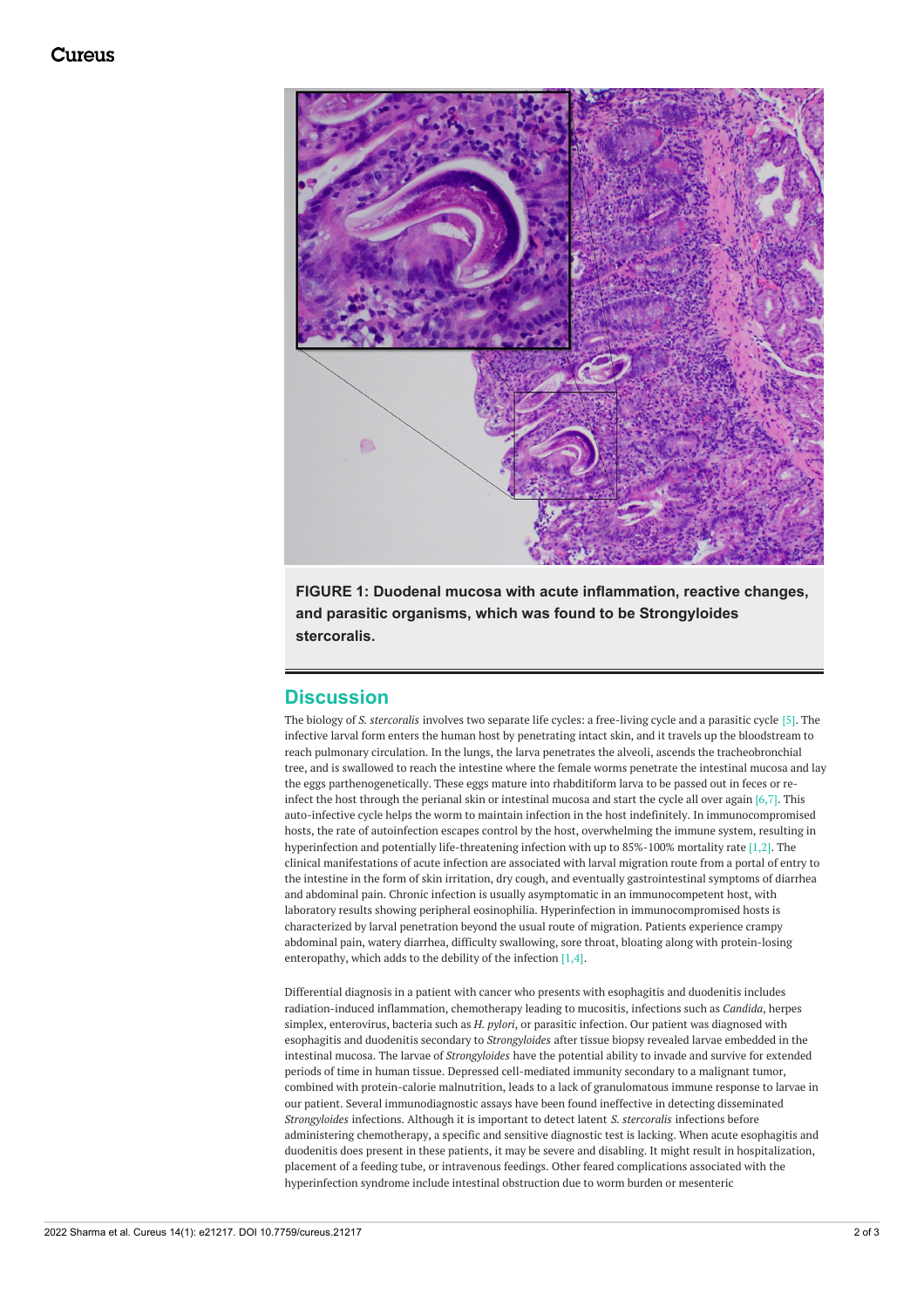**FIGURE 1: Duodenal mucosa with acute inflammation, reactive changes, and parasitic organisms, which was found to be Strongyloides stercoralis.**

## Discussion

The biology of *S. stercoralis* involves two separate life cycles: a free-living cycle and a parasitic cycle [5]. The infective larval form enters the human host by penetrating intact skin, and it travels up the bloodstream to reach pulmonary circulation. In the lungs, the larva penetrates the alveoli, ascends the tracheobronchial tree, and is swallowed to reach the intestine where the female worms penetrate the intestinal mucosa and lay the eggs parthenogenetically. These eggs mature into rhabditiform larva to be passed out in feces or re-infect the host through the perianal skin or intestinal mucosa and start the cycle all over again [6,7]. This auto-infective cycle helps the worm to maintain infection in the host indefinitely. In immunocompromised hosts, the rate of autoinfection escapes control by the host, overwhelming the immune system, resulting in hyperinfection and potentially life-threatening infection with up to 85%-100% mortality rate [1,2]. The clinical manifestations of acute infection are associated with larval migration route from a portal of entry to the intestine in the form of skin irritation, dry cough, and eventually gastrointestinal symptoms of diarrhea and abdominal pain. Chronic infection is usually asymptomatic in an immunocompetent host, with laboratory results showing peripheral eosinophilia. Hyperinfection in immunocompromised hosts is characterized by larval penetration beyond the usual route of migration. Patients experience crampy abdominal pain, watery diarrhea, difficulty swallowing, sore throat, bloating along with protein-losing enteropathy, which adds to the debility of the infection [1,4].

Differential diagnosis in a patient with cancer who presents with esophagitis and duodenitis includes radiation-induced inflammation, chemotherapy leading to mucositis, infections such as *Candida*, herpes simplex, enterovirus, bacteria such as *H. pylori*, or parasitic infection. Our patient was diagnosed with esophagitis and duodenitis secondary to *Strongyloides* after tissue biopsy revealed larvae embedded in the intestinal mucosa. The larvae of *Strongyloides* have the potential ability to invade and survive for extended periods of time in human tissue. Depressed cell-mediated immunity secondary to a malignant tumor, combined with protein-calorie malnutrition, leads to a lack of granulomatous immune response to larvae in our patient. Several immunodiagnostic assays have been found ineffective in detecting disseminated *Strongyloides* infections. Although it is important to detect latent *S. stercoralis* infections before administering chemotherapy, a specific and sensitive diagnostic test is lacking. When acute esophagitis and duodenitis does present in these patients, it may be severe and disabling. It might result in hospitalization, placement of a feeding tube, or intravenous feedings. Other feared complications associated with the hyperinfection syndrome include intestinal obstruction due to worm burden or mesenteric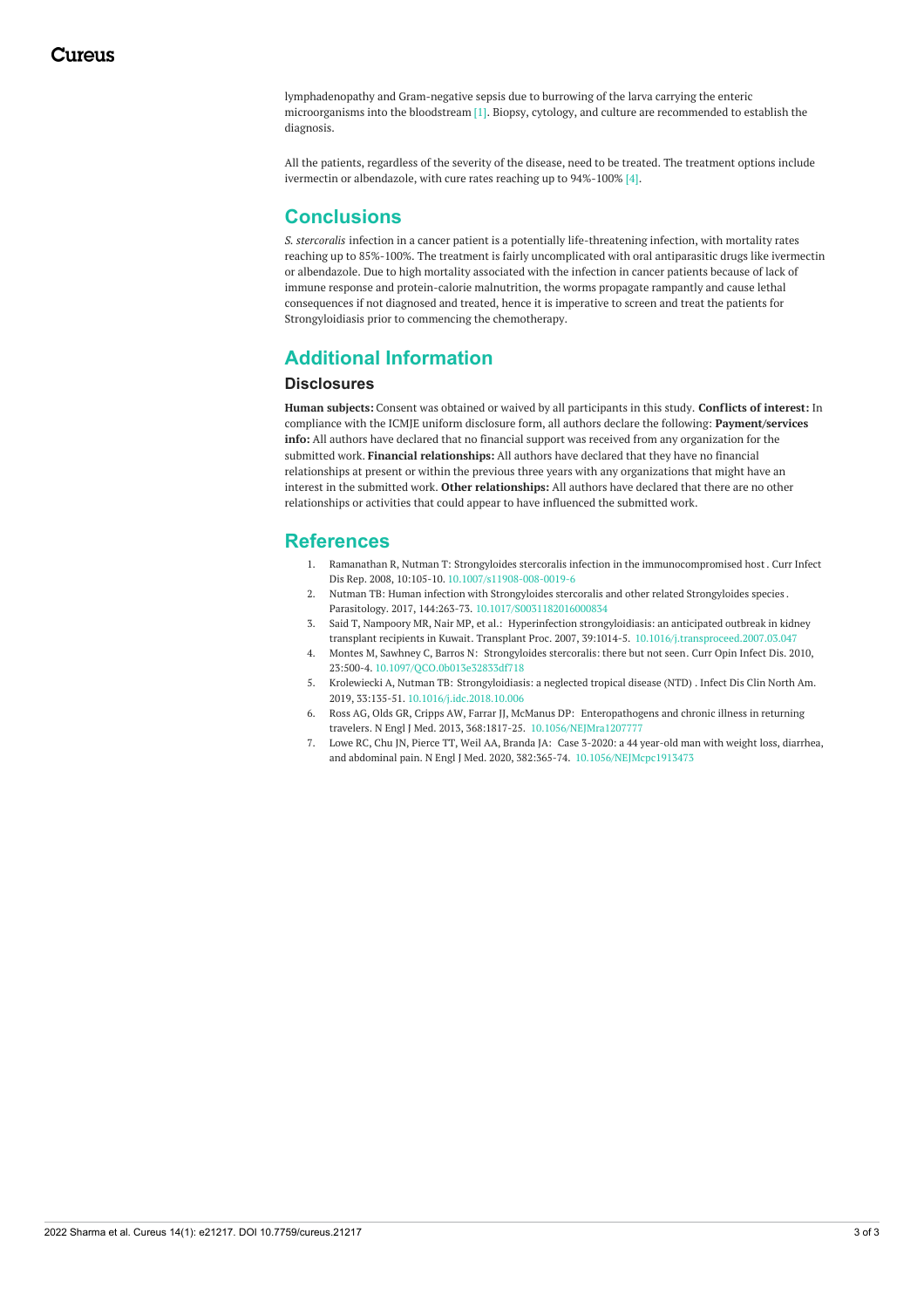lymphadenopathy and Gram-negative sepsis due to burrowing of the larva carrying the enteric microorganisms into the bloodstream [1]. Biopsy, cytology, and culture are recommended to establish the diagnosis.

All the patients, regardless of the severity of the disease, need to be treated. The treatment options include ivermectin or albendazole, with cure rates reaching up to 94%-100% [4].

## Conclusions

*S. stercoralis* infection in a cancer patient is a potentially life-threatening infection, with mortality rates reaching up to 85%-100%. The treatment is fairly uncomplicated with oral antiparasitic drugs like ivermectin or albendazole. Due to high mortality associated with the infection in cancer patients because of lack of immune response and protein-calorie malnutrition, the worms propagate rampantly and cause lethal consequences if not diagnosed and treated, hence it is imperative to screen and treat the patients for Strongyloidiasis prior to commencing the chemotherapy.

## Additional Information

### Disclosures

**Human subjects:** Consent was obtained or waived by all participants in this study. **Conflicts of interest:** In compliance with the ICMJE uniform disclosure form, all authors declare the following: **Payment/services info:** All authors have declared that no financial support was received from any organization for the submitted work. **Financial relationships:** All authors have declared that they have no financial relationships at present or within the previous three years with any organizations that might have an interest in the submitted work. **Other relationships:** All authors have declared that there are no other relationships or activities that could appear to have influenced the submitted work.

## References

1. Ramanathan R, Nutman T: Strongyloides stercoralis infection in the immunocompromised host . Curr Infect Dis Rep. 2008, 10:105-10. 10.1007/s11908-008-0019-6
2. Nutman TB: Human infection with Strongyloides stercoralis and other related Strongyloides species . Parasitology. 2017, 144:263-73. 10.1017/S0031182016000834
3. Said T, Nampoory MR, Nair MP, et al.: Hyperinfection strongyloidiasis: an anticipated outbreak in kidney transplant recipients in Kuwait. Transplant Proc. 2007, 39:1014-5. 10.1016/j.transproceed.2007.03.047
4. Montes M, Sawhney C, Barros N: Strongyloides stercoralis: there but not seen. Curr Opin Infect Dis. 2010, 23:500-4. 10.1097/QCO.0b013e32833df718
5. Krolewiecki A, Nutman TB: Strongyloidiasis: a neglected tropical disease (NTD) . Infect Dis Clin North Am. 2019, 33:135-51. 10.1016/j.idc.2018.10.006
6. Ross AG, Olds GR, Cripps AW, Farrar JJ, McManus DP: Enteropathogens and chronic illness in returning travelers. N Engl J Med. 2013, 368:1817-25. 10.1056/NEJMra1207777
7. Lowe RC, Chu JN, Pierce TT, Weil AA, Branda JA: Case 3-2020: a 44 year-old man with weight loss, diarrhea, and abdominal pain. N Engl J Med. 2020, 382:365-74. 10.1056/NEJMcpc1913473